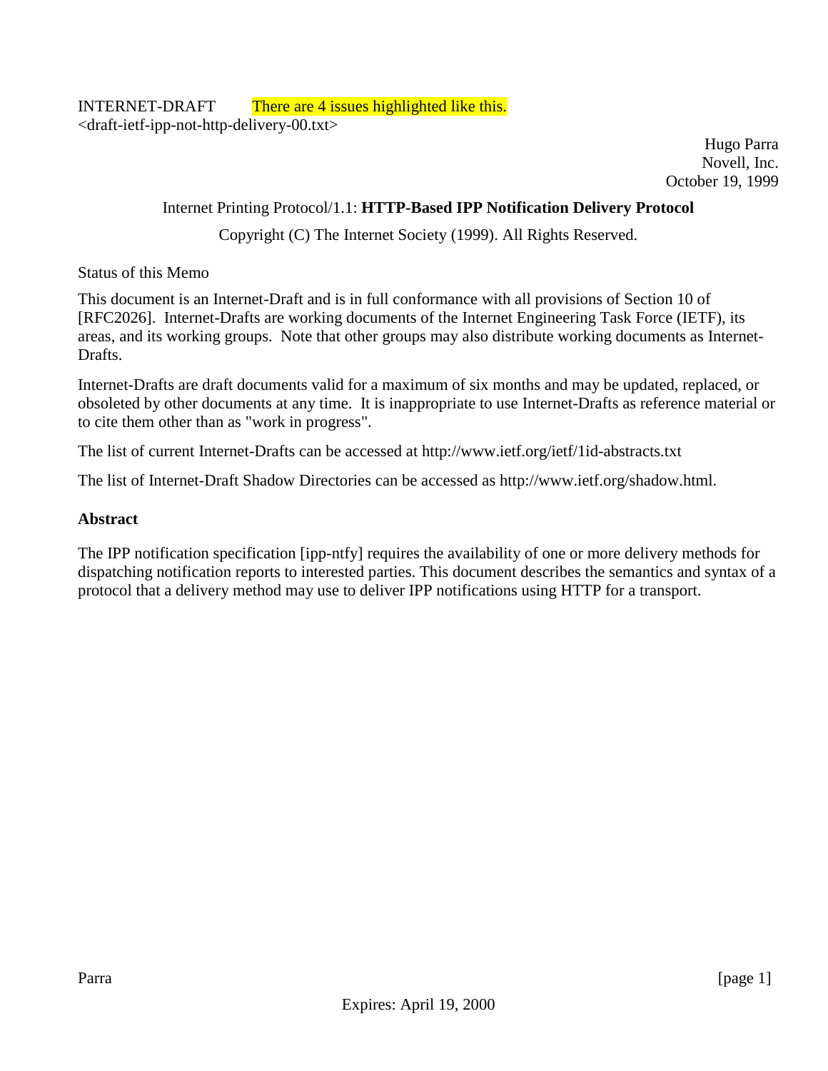INTERNET-DRAFT There are 4 issues highlighted like this.
<draft-ietf-ipp-not-http-delivery-00.txt>

Hugo Parra
Novell, Inc.
October 19, 1999

Internet Printing Protocol/1.1: **HTTP-Based IPP Notification Delivery Protocol**

Copyright (C) The Internet Society (1999). All Rights Reserved.

Status of this Memo

This document is an Internet-Draft and is in full conformance with all provisions of Section 10 of [RFC2026]. Internet-Drafts are working documents of the Internet Engineering Task Force (IETF), its areas, and its working groups. Note that other groups may also distribute working documents as Internet-Drafts.

Internet-Drafts are draft documents valid for a maximum of six months and may be updated, replaced, or obsoleted by other documents at any time. It is inappropriate to use Internet-Drafts as reference material or to cite them other than as "work in progress".

The list of current Internet-Drafts can be accessed at http://www.ietf.org/ietf/1id-abstracts.txt

The list of Internet-Draft Shadow Directories can be accessed as http://www.ietf.org/shadow.html.

**Abstract**

The IPP notification specification [ipp-ntfy] requires the availability of one or more delivery methods for dispatching notification reports to interested parties. This document describes the semantics and syntax of a protocol that a delivery method may use to deliver IPP notifications using HTTP for a transport.

Expires: April 19, 2000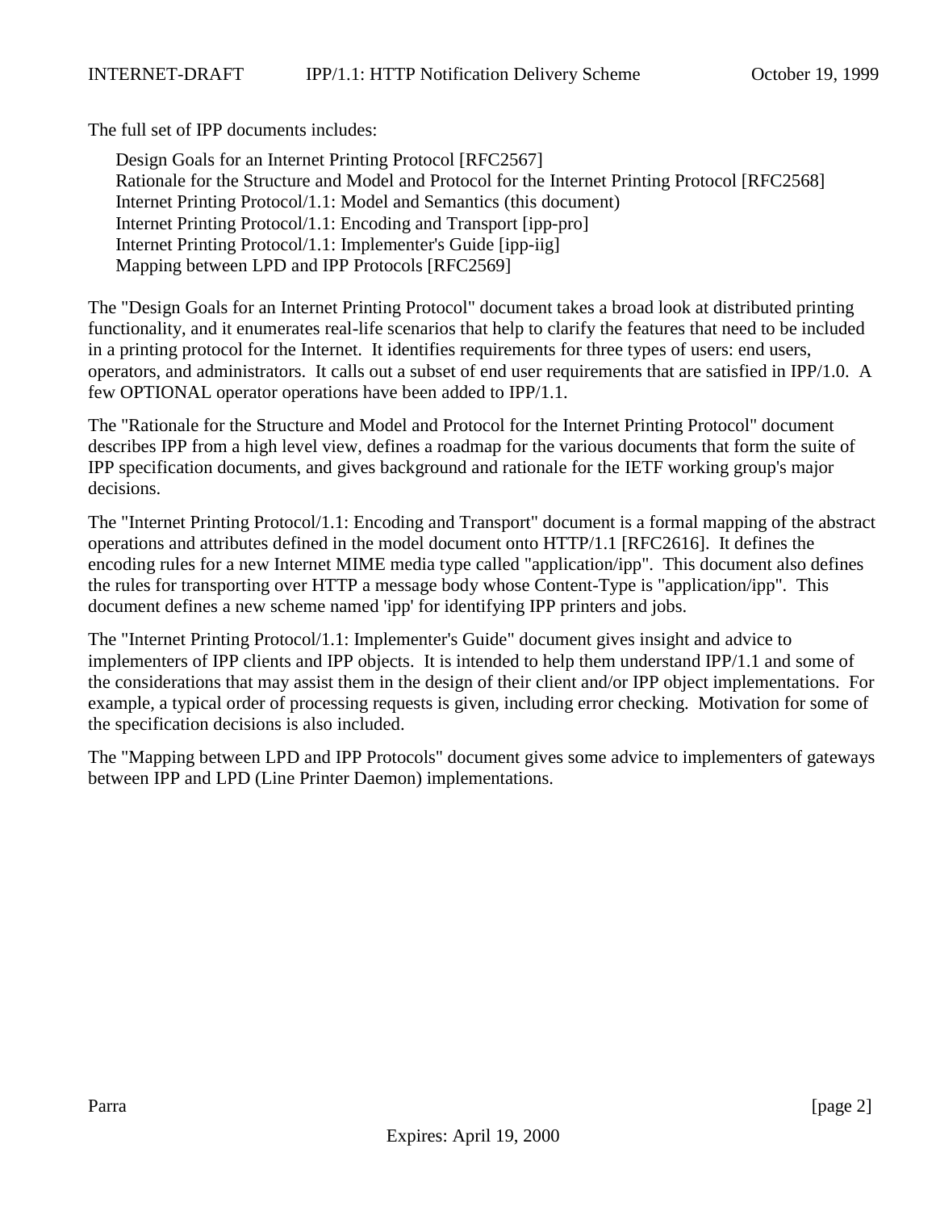The full set of IPP documents includes:

Design Goals for an Internet Printing Protocol [RFC2567]
Rationale for the Structure and Model and Protocol for the Internet Printing Protocol [RFC2568]
Internet Printing Protocol/1.1: Model and Semantics (this document)
Internet Printing Protocol/1.1: Encoding and Transport [ipp-pro]
Internet Printing Protocol/1.1: Implementer's Guide [ipp-iig]
Mapping between LPD and IPP Protocols [RFC2569]

The "Design Goals for an Internet Printing Protocol" document takes a broad look at distributed printing functionality, and it enumerates real-life scenarios that help to clarify the features that need to be included in a printing protocol for the Internet. It identifies requirements for three types of users: end users, operators, and administrators. It calls out a subset of end user requirements that are satisfied in IPP/1.0. A few OPTIONAL operator operations have been added to IPP/1.1.

The "Rationale for the Structure and Model and Protocol for the Internet Printing Protocol" document describes IPP from a high level view, defines a roadmap for the various documents that form the suite of IPP specification documents, and gives background and rationale for the IETF working group's major decisions.

The "Internet Printing Protocol/1.1: Encoding and Transport" document is a formal mapping of the abstract operations and attributes defined in the model document onto HTTP/1.1 [RFC2616]. It defines the encoding rules for a new Internet MIME media type called "application/ipp". This document also defines the rules for transporting over HTTP a message body whose Content-Type is "application/ipp". This document defines a new scheme named 'ipp' for identifying IPP printers and jobs.

The "Internet Printing Protocol/1.1: Implementer's Guide" document gives insight and advice to implementers of IPP clients and IPP objects. It is intended to help them understand IPP/1.1 and some of the considerations that may assist them in the design of their client and/or IPP object implementations. For example, a typical order of processing requests is given, including error checking. Motivation for some of the specification decisions is also included.

The "Mapping between LPD and IPP Protocols" document gives some advice to implementers of gateways between IPP and LPD (Line Printer Daemon) implementations.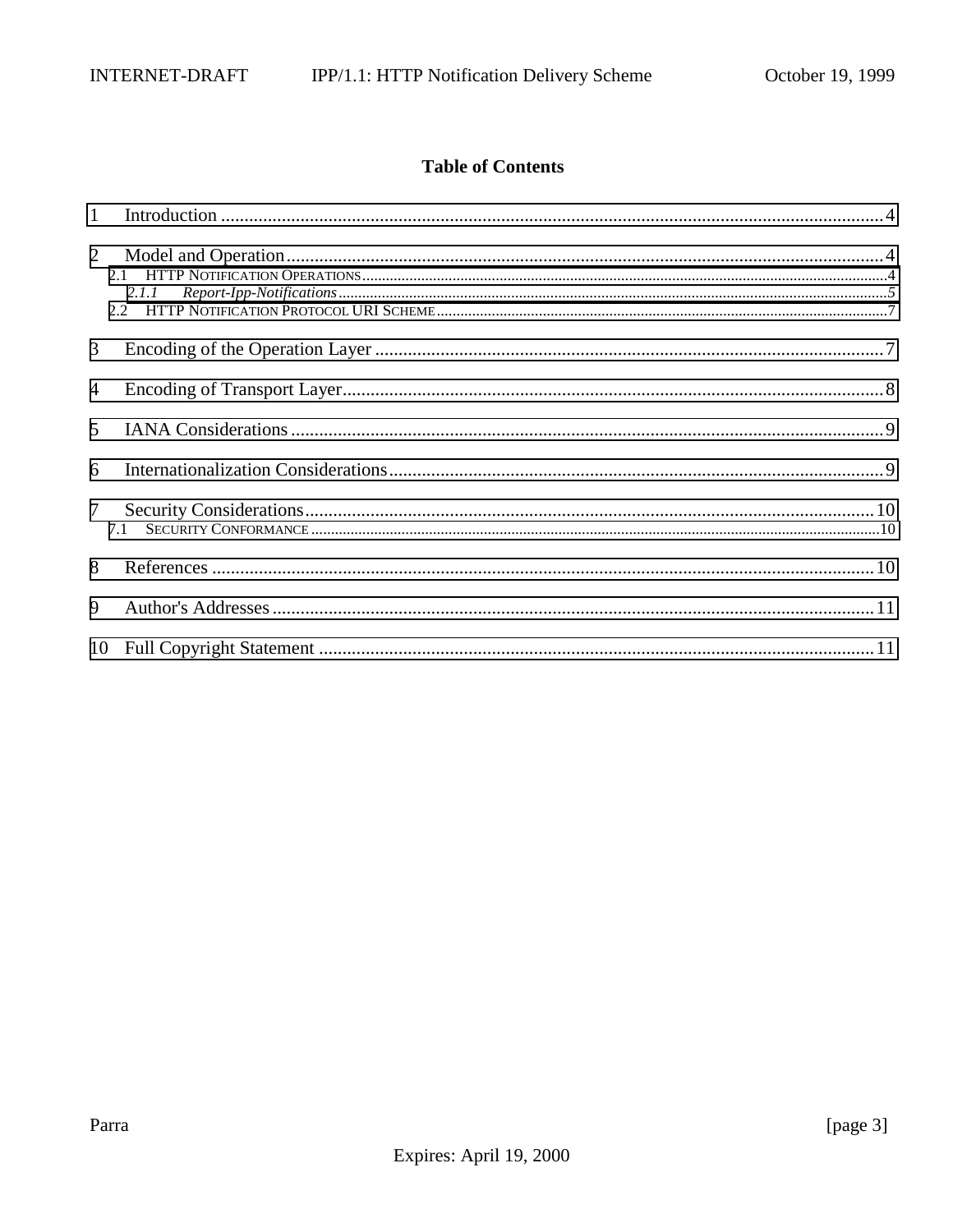**Table of Contents**

1 Introduction ............................................................................................................................................4

2 Model and Operation................................................................................................................................4
  2.1 HTTP NOTIFICATION OPERATIONS..............................................................................................................4
    2.1.1 *Report-Ipp-Notifications*..................................................................................................................5
  2.2 HTTP NOTIFICATION PROTOCOL URI SCHEME...........................................................................................7

3 Encoding of the Operation Layer .............................................................................................................7

4 Encoding of Transport Layer....................................................................................................................8

5 IANA Considerations ...............................................................................................................................9

6 Internationalization Considerations..........................................................................................................9

7 Security Considerations..........................................................................................................................10
  7.1 SECURITY CONFORMANCE ..........................................................................................................................10

8 References ..............................................................................................................................................10

9 Author's Addresses .................................................................................................................................11

10 Full Copyright Statement .......................................................................................................................11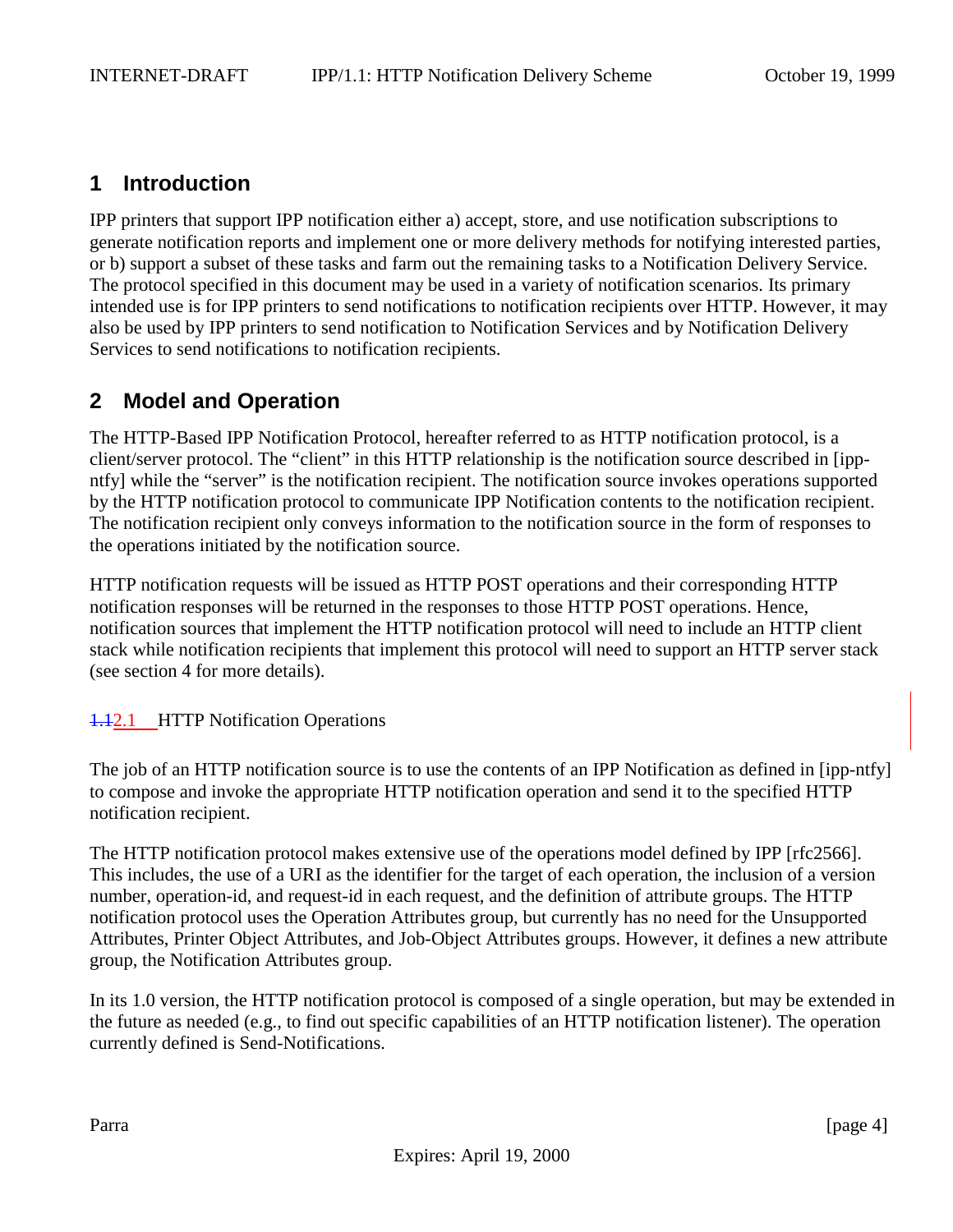# 1 Introduction

IPP printers that support IPP notification either a) accept, store, and use notification subscriptions to generate notification reports and implement one or more delivery methods for notifying interested parties, or b) support a subset of these tasks and farm out the remaining tasks to a Notification Delivery Service. The protocol specified in this document may be used in a variety of notification scenarios. Its primary intended use is for IPP printers to send notifications to notification recipients over HTTP. However, it may also be used by IPP printers to send notification to Notification Services and by Notification Delivery Services to send notifications to notification recipients.

# 2 Model and Operation

The HTTP-Based IPP Notification Protocol, hereafter referred to as HTTP notification protocol, is a client/server protocol. The "client" in this HTTP relationship is the notification source described in [ipp-ntfy] while the "server" is the notification recipient. The notification source invokes operations supported by the HTTP notification protocol to communicate IPP Notification contents to the notification recipient. The notification recipient only conveys information to the notification source in the form of responses to the operations initiated by the notification source.

HTTP notification requests will be issued as HTTP POST operations and their corresponding HTTP notification responses will be returned in the responses to those HTTP POST operations. Hence, notification sources that implement the HTTP notification protocol will need to include an HTTP client stack while notification recipients that implement this protocol will need to support an HTTP server stack (see section 4 for more details).

## ~~1.1~~2.1 HTTP Notification Operations

The job of an HTTP notification source is to use the contents of an IPP Notification as defined in [ipp-ntfy] to compose and invoke the appropriate HTTP notification operation and send it to the specified HTTP notification recipient.

The HTTP notification protocol makes extensive use of the operations model defined by IPP [rfc2566]. This includes, the use of a URI as the identifier for the target of each operation, the inclusion of a version number, operation-id, and request-id in each request, and the definition of attribute groups. The HTTP notification protocol uses the Operation Attributes group, but currently has no need for the Unsupported Attributes, Printer Object Attributes, and Job-Object Attributes groups. However, it defines a new attribute group, the Notification Attributes group.

In its 1.0 version, the HTTP notification protocol is composed of a single operation, but may be extended in the future as needed (e.g., to find out specific capabilities of an HTTP notification listener). The operation currently defined is Send-Notifications.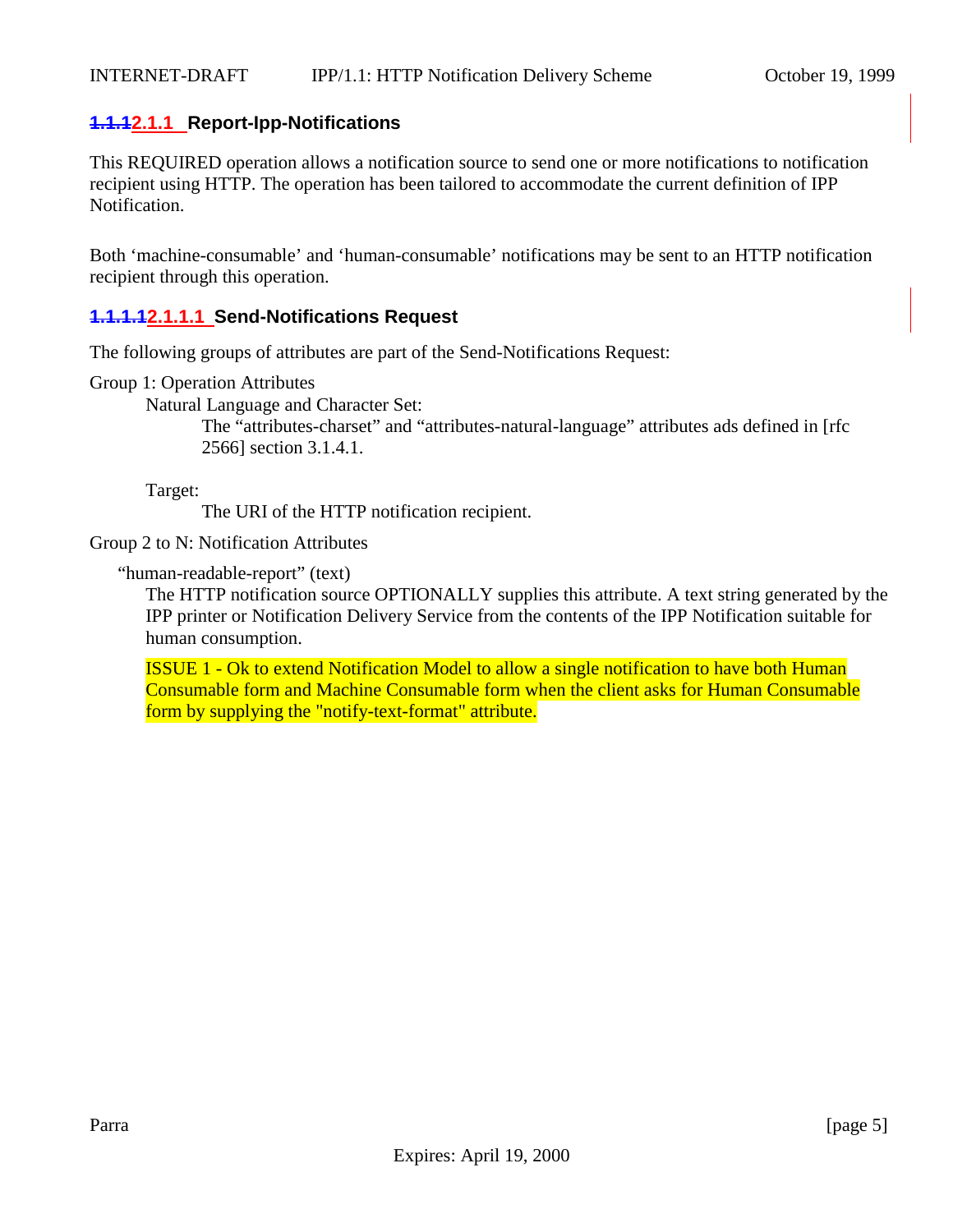### ~~1.1.1~~2.1.1 Report-Ipp-Notifications

This REQUIRED operation allows a notification source to send one or more notifications to notification recipient using HTTP. The operation has been tailored to accommodate the current definition of IPP Notification.

Both 'machine-consumable' and 'human-consumable' notifications may be sent to an HTTP notification recipient through this operation.

#### ~~1.1.1.1~~2.1.1.1 Send-Notifications Request

The following groups of attributes are part of the Send-Notifications Request:

Group 1: Operation Attributes

Natural Language and Character Set:

The "attributes-charset" and "attributes-natural-language" attributes ads defined in [rfc 2566] section 3.1.4.1.

Target:

The URI of the HTTP notification recipient.

Group 2 to N: Notification Attributes

"human-readable-report" (text)

The HTTP notification source OPTIONALLY supplies this attribute. A text string generated by the IPP printer or Notification Delivery Service from the contents of the IPP Notification suitable for human consumption.

ISSUE 1 - Ok to extend Notification Model to allow a single notification to have both Human Consumable form and Machine Consumable form when the client asks for Human Consumable form by supplying the "notify-text-format" attribute.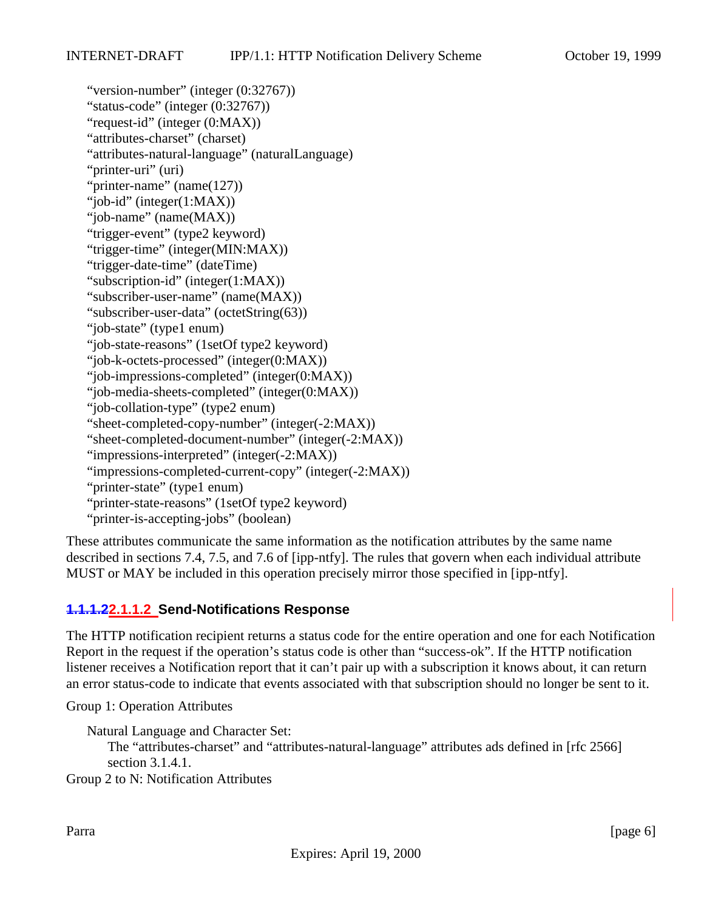"version-number" (integer (0:32767))
"status-code" (integer (0:32767))
"request-id" (integer (0:MAX))
"attributes-charset" (charset)
"attributes-natural-language" (naturalLanguage)
"printer-uri" (uri)
"printer-name" (name(127))
"job-id" (integer(1:MAX))
"job-name" (name(MAX))
"trigger-event" (type2 keyword)
"trigger-time" (integer(MIN:MAX))
"trigger-date-time" (dateTime)
"subscription-id" (integer(1:MAX))
"subscriber-user-name" (name(MAX))
"subscriber-user-data" (octetString(63))
"job-state" (type1 enum)
"job-state-reasons" (1setOf type2 keyword)
"job-k-octets-processed" (integer(0:MAX))
"job-impressions-completed" (integer(0:MAX))
"job-media-sheets-completed" (integer(0:MAX))
"job-collation-type" (type2 enum)
"sheet-completed-copy-number" (integer(-2:MAX))
"sheet-completed-document-number" (integer(-2:MAX))
"impressions-interpreted" (integer(-2:MAX))
"impressions-completed-current-copy" (integer(-2:MAX))
"printer-state" (type1 enum)
"printer-state-reasons" (1setOf type2 keyword)
"printer-is-accepting-jobs" (boolean)

These attributes communicate the same information as the notification attributes by the same name described in sections 7.4, 7.5, and 7.6 of [ipp-ntfy]. The rules that govern when each individual attribute MUST or MAY be included in this operation precisely mirror those specified in [ipp-ntfy].

#### ~~1.1.1.2~~2.1.1.2 Send-Notifications Response

The HTTP notification recipient returns a status code for the entire operation and one for each Notification Report in the request if the operation's status code is other than "success-ok". If the HTTP notification listener receives a Notification report that it can't pair up with a subscription it knows about, it can return an error status-code to indicate that events associated with that subscription should no longer be sent to it.

Group 1: Operation Attributes

Natural Language and Character Set:
The "attributes-charset" and "attributes-natural-language" attributes ads defined in [rfc 2566] section 3.1.4.1.

Group 2 to N: Notification Attributes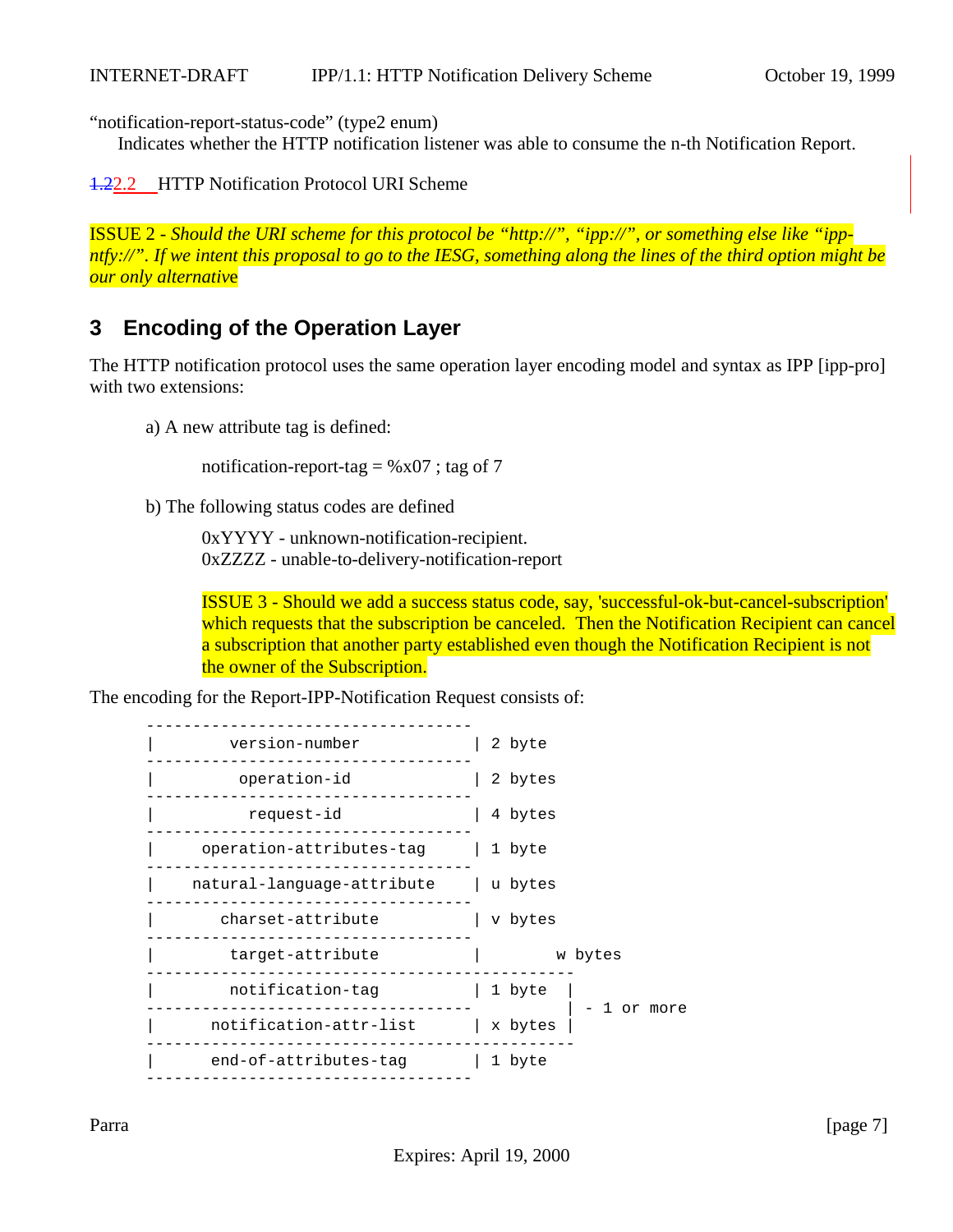"notification-report-status-code" (type2 enum)

Indicates whether the HTTP notification listener was able to consume the n-th Notification Report.

### ~~1.2~~2.2 HTTP Notification Protocol URI Scheme

ISSUE 2 - *Should the URI scheme for this protocol be "http://", "ipp://", or something else like "ipp-ntfy://". If we intent this proposal to go to the IESG, something along the lines of the third option might be our only alternative*

# 3 Encoding of the Operation Layer

The HTTP notification protocol uses the same operation layer encoding model and syntax as IPP [ipp-pro] with two extensions:

a) A new attribute tag is defined:

notification-report-tag = %x07 ; tag of 7

b) The following status codes are defined

0xYYYY - unknown-notification-recipient.
0xZZZZ - unable-to-delivery-notification-report

ISSUE 3 - Should we add a success status code, say, 'successful-ok-but-cancel-subscription' which requests that the subscription be canceled. Then the Notification Recipient can cancel a subscription that another party established even though the Notification Recipient is not the owner of the Subscription.

The encoding for the Report-IPP-Notification Request consists of:

```
-----------------------------------
|        version-number           | 2 byte
-----------------------------------
|         operation-id            | 2 bytes
-----------------------------------
|          request-id             | 4 bytes
-----------------------------------
|     operation-attributes-tag    | 1 byte
-----------------------------------
|    natural-language-attribute   | u bytes
-----------------------------------
|       charset-attribute         | v bytes
-----------------------------------
|        target-attribute         |        w bytes
----------------------------------------------
|        notification-tag         | 1 byte  |
-----------------------------------          | - 1 or more
|      notification-attr-list     | x bytes |
----------------------------------------------
|      end-of-attributes-tag      | 1 byte
-----------------------------------
```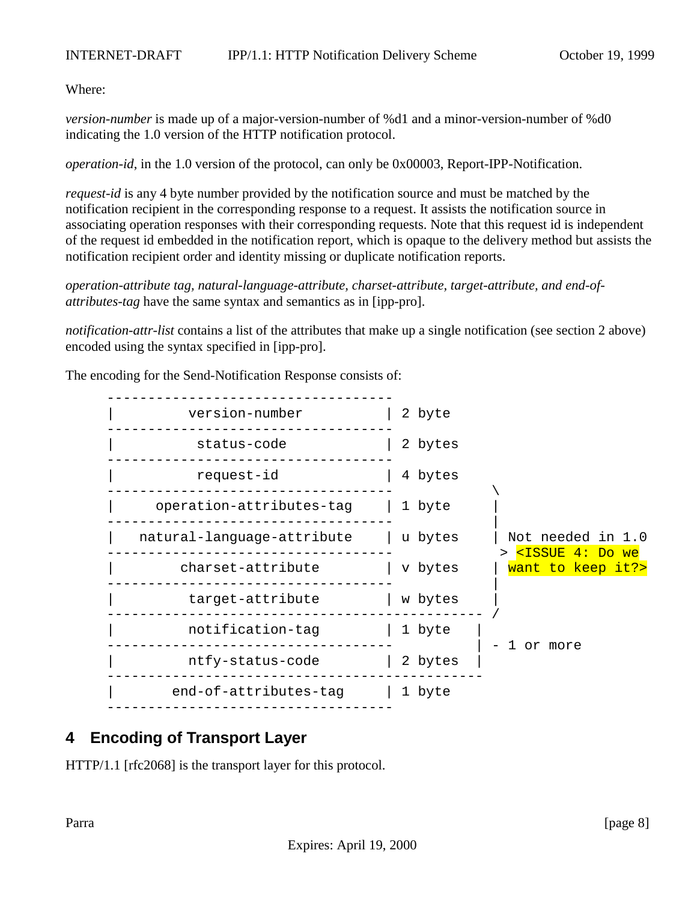Where:

*version-number* is made up of a major-version-number of %d1 and a minor-version-number of %d0 indicating the 1.0 version of the HTTP notification protocol.

*operation-id*, in the 1.0 version of the protocol, can only be 0x00003, Report-IPP-Notification.

*request-id* is any 4 byte number provided by the notification source and must be matched by the notification recipient in the corresponding response to a request. It assists the notification source in associating operation responses with their corresponding requests. Note that this request id is independent of the request id embedded in the notification report, which is opaque to the delivery method but assists the notification recipient order and identity missing or duplicate notification reports.

*operation-attribute tag, natural-language-attribute, charset-attribute, target-attribute, and end-of-attributes-tag* have the same syntax and semantics as in [ipp-pro].

*notification-attr-list* contains a list of the attributes that make up a single notification (see section 2 above) encoded using the syntax specified in [ipp-pro].

The encoding for the Send-Notification Response consists of:

```
     -----------------------------------
     |        version-number           | 2 byte
     -----------------------------------
     |         status-code             | 2 bytes
     -----------------------------------
     |         request-id              | 4 bytes
     -----------------------------------            \
     |    operation-attributes-tag     | 1 byte      |
     -----------------------------------             |
     |   natural-language-attribute    | u bytes     | Not needed in 1.0
     -----------------------------------              > <ISSUE 4: Do we
     |       charset-attribute         | v bytes     | want to keep it?>
     -----------------------------------             |
     |        target-attribute         | w bytes     |
     ----------------------------------------------- /
     |        notification-tag         | 1 byte    |
     -----------------------------------           | - 1 or more
     |        ntfy-status-code         | 2 bytes   |
     -----------------------------------------------
     |      end-of-attributes-tag      | 1 byte
     -----------------------------------
```

## 4 Encoding of Transport Layer

HTTP/1.1 [rfc2068] is the transport layer for this protocol.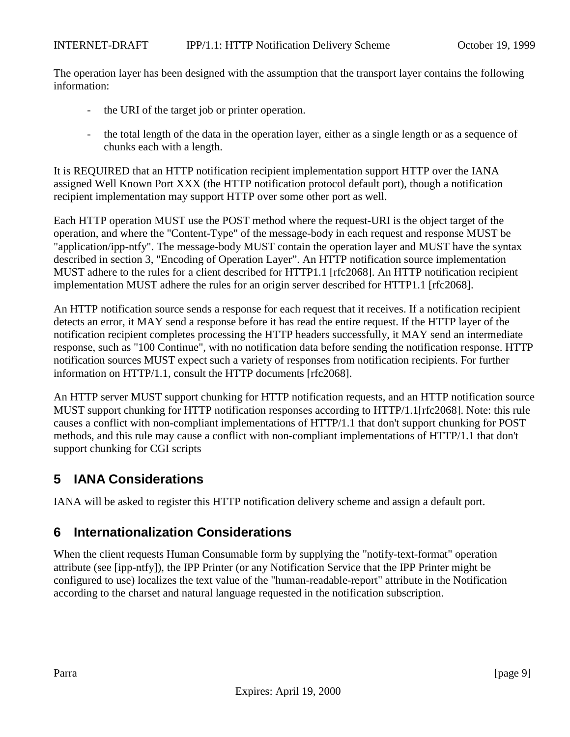The operation layer has been designed with the assumption that the transport layer contains the following information:

- the URI of the target job or printer operation.
- the total length of the data in the operation layer, either as a single length or as a sequence of chunks each with a length.

It is REQUIRED that an HTTP notification recipient implementation support HTTP over the IANA assigned Well Known Port XXX (the HTTP notification protocol default port), though a notification recipient implementation may support HTTP over some other port as well.

Each HTTP operation MUST use the POST method where the request-URI is the object target of the operation, and where the "Content-Type" of the message-body in each request and response MUST be "application/ipp-ntfy". The message-body MUST contain the operation layer and MUST have the syntax described in section 3, "Encoding of Operation Layer". An HTTP notification source implementation MUST adhere to the rules for a client described for HTTP1.1 [rfc2068]. An HTTP notification recipient implementation MUST adhere the rules for an origin server described for HTTP1.1 [rfc2068].

An HTTP notification source sends a response for each request that it receives. If a notification recipient detects an error, it MAY send a response before it has read the entire request. If the HTTP layer of the notification recipient completes processing the HTTP headers successfully, it MAY send an intermediate response, such as "100 Continue", with no notification data before sending the notification response. HTTP notification sources MUST expect such a variety of responses from notification recipients. For further information on HTTP/1.1, consult the HTTP documents [rfc2068].

An HTTP server MUST support chunking for HTTP notification requests, and an HTTP notification source MUST support chunking for HTTP notification responses according to HTTP/1.1[rfc2068]. Note: this rule causes a conflict with non-compliant implementations of HTTP/1.1 that don't support chunking for POST methods, and this rule may cause a conflict with non-compliant implementations of HTTP/1.1 that don't support chunking for CGI scripts

## 5 IANA Considerations

IANA will be asked to register this HTTP notification delivery scheme and assign a default port.

## 6 Internationalization Considerations

When the client requests Human Consumable form by supplying the "notify-text-format" operation attribute (see [ipp-ntfy]), the IPP Printer (or any Notification Service that the IPP Printer might be configured to use) localizes the text value of the "human-readable-report" attribute in the Notification according to the charset and natural language requested in the notification subscription.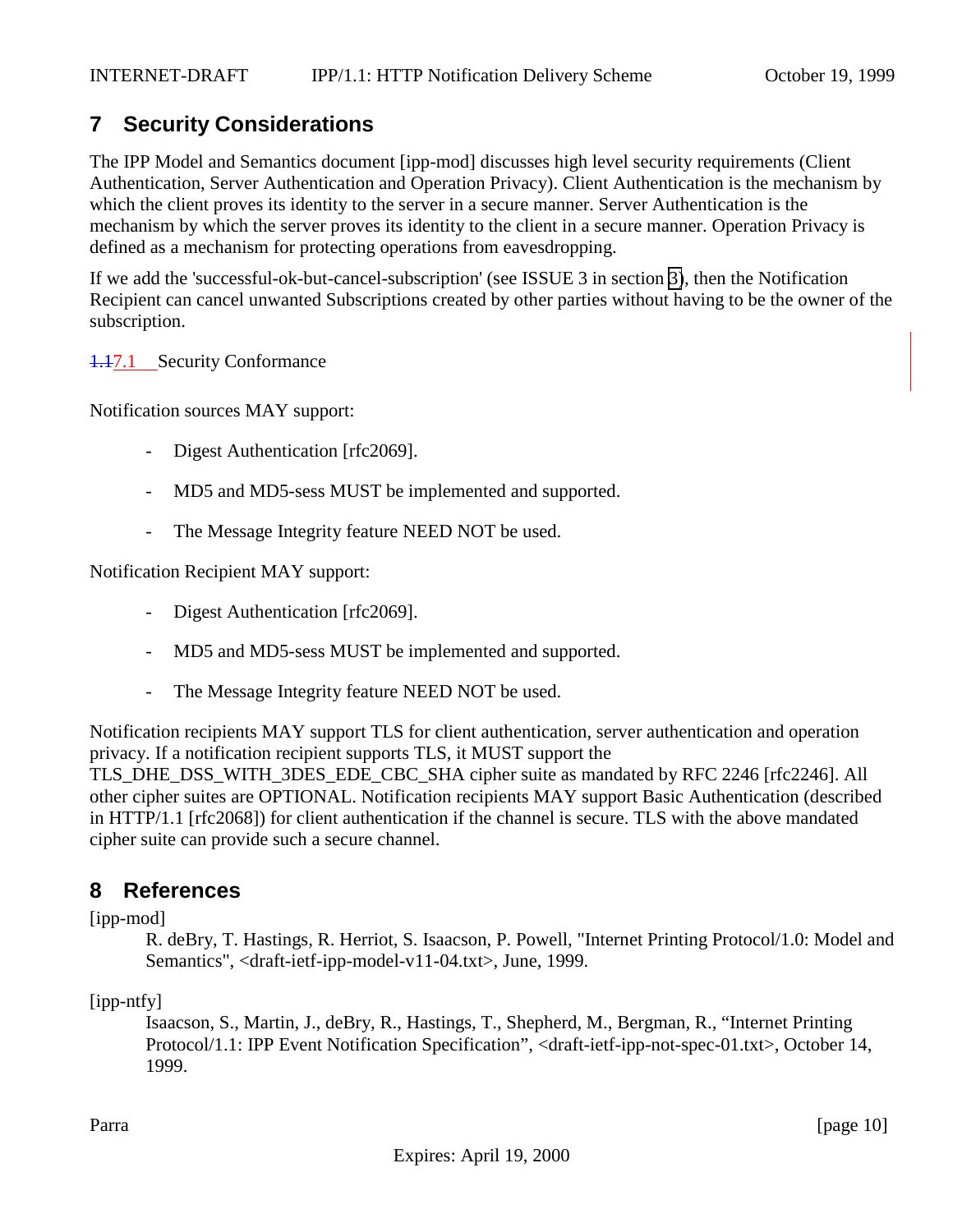# 7 Security Considerations

The IPP Model and Semantics document [ipp-mod] discusses high level security requirements (Client Authentication, Server Authentication and Operation Privacy). Client Authentication is the mechanism by which the client proves its identity to the server in a secure manner. Server Authentication is the mechanism by which the server proves its identity to the client in a secure manner. Operation Privacy is defined as a mechanism for protecting operations from eavesdropping.

If we add the 'successful-ok-but-cancel-subscription' (see ISSUE 3 in section 3), then the Notification Recipient can cancel unwanted Subscriptions created by other parties without having to be the owner of the subscription.

## 7.1 Security Conformance

Notification sources MAY support:

- Digest Authentication [rfc2069].
- MD5 and MD5-sess MUST be implemented and supported.
- The Message Integrity feature NEED NOT be used.

Notification Recipient MAY support:

- Digest Authentication [rfc2069].
- MD5 and MD5-sess MUST be implemented and supported.
- The Message Integrity feature NEED NOT be used.

Notification recipients MAY support TLS for client authentication, server authentication and operation privacy. If a notification recipient supports TLS, it MUST support the TLS_DHE_DSS_WITH_3DES_EDE_CBC_SHA cipher suite as mandated by RFC 2246 [rfc2246]. All other cipher suites are OPTIONAL. Notification recipients MAY support Basic Authentication (described in HTTP/1.1 [rfc2068]) for client authentication if the channel is secure. TLS with the above mandated cipher suite can provide such a secure channel.

# 8 References

[ipp-mod]
R. deBry, T. Hastings, R. Herriot, S. Isaacson, P. Powell, "Internet Printing Protocol/1.0: Model and Semantics", <draft-ietf-ipp-model-v11-04.txt>, June, 1999.

[ipp-ntfy]
Isaacson, S., Martin, J., deBry, R., Hastings, T., Shepherd, M., Bergman, R., "Internet Printing Protocol/1.1: IPP Event Notification Specification", <draft-ietf-ipp-not-spec-01.txt>, October 14, 1999.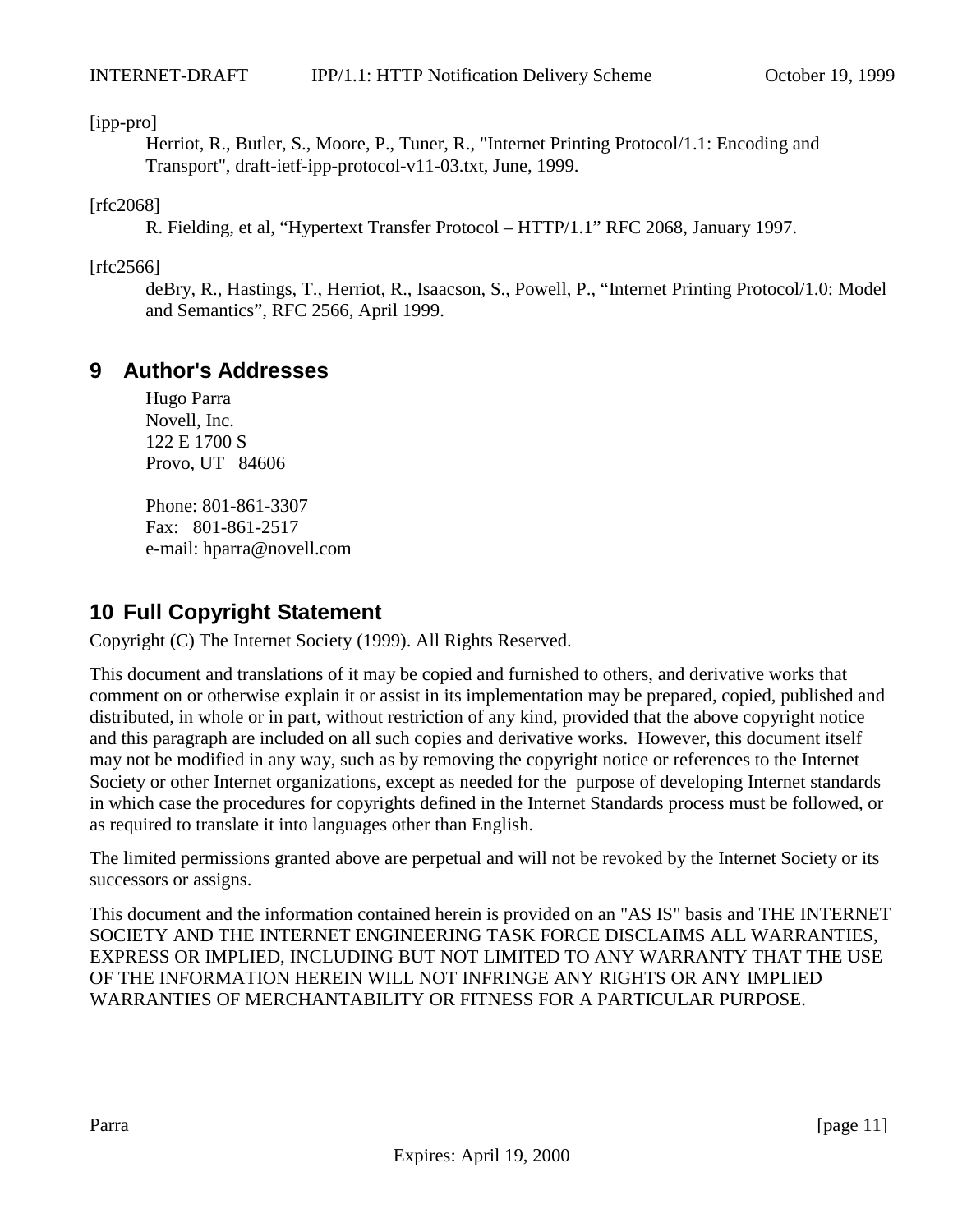[ipp-pro]

Herriot, R., Butler, S., Moore, P., Tuner, R., "Internet Printing Protocol/1.1: Encoding and Transport", draft-ietf-ipp-protocol-v11-03.txt, June, 1999.

[rfc2068]

R. Fielding, et al, "Hypertext Transfer Protocol – HTTP/1.1" RFC 2068, January 1997.

[rfc2566]

deBry, R., Hastings, T., Herriot, R., Isaacson, S., Powell, P., "Internet Printing Protocol/1.0: Model and Semantics", RFC 2566, April 1999.

## 9 Author's Addresses

Hugo Parra
Novell, Inc.
122 E 1700 S
Provo, UT 84606

Phone: 801-861-3307
Fax: 801-861-2517
e-mail: hparra@novell.com

## 10 Full Copyright Statement

Copyright (C) The Internet Society (1999). All Rights Reserved.

This document and translations of it may be copied and furnished to others, and derivative works that comment on or otherwise explain it or assist in its implementation may be prepared, copied, published and distributed, in whole or in part, without restriction of any kind, provided that the above copyright notice and this paragraph are included on all such copies and derivative works. However, this document itself may not be modified in any way, such as by removing the copyright notice or references to the Internet Society or other Internet organizations, except as needed for the purpose of developing Internet standards in which case the procedures for copyrights defined in the Internet Standards process must be followed, or as required to translate it into languages other than English.

The limited permissions granted above are perpetual and will not be revoked by the Internet Society or its successors or assigns.

This document and the information contained herein is provided on an "AS IS" basis and THE INTERNET SOCIETY AND THE INTERNET ENGINEERING TASK FORCE DISCLAIMS ALL WARRANTIES, EXPRESS OR IMPLIED, INCLUDING BUT NOT LIMITED TO ANY WARRANTY THAT THE USE OF THE INFORMATION HEREIN WILL NOT INFRINGE ANY RIGHTS OR ANY IMPLIED WARRANTIES OF MERCHANTABILITY OR FITNESS FOR A PARTICULAR PURPOSE.